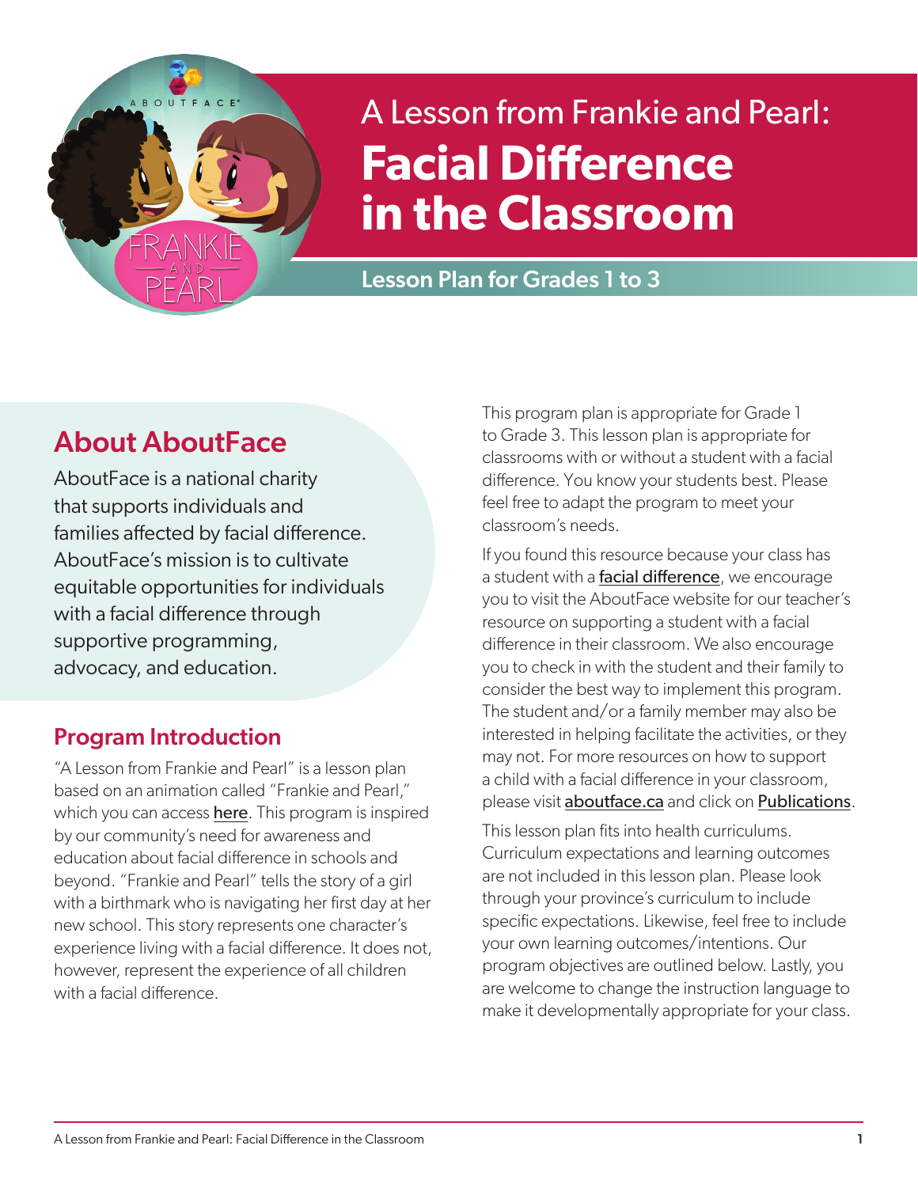# A Lesson from Frankie and Pearl: Facial Difference in the Classroom

**Lesson Plan for Grades 1 to 3**

## About AboutFace

AboutFace is a national charity that supports individuals and families affected by facial difference. AboutFace's mission is to cultivate equitable opportunities for individuals with a facial difference through supportive programming, advocacy, and education.

## Program Introduction

"A Lesson from Frankie and Pearl" is a lesson plan based on an animation called "Frankie and Pearl," which you can access here. This program is inspired by our community's need for awareness and education about facial difference in schools and beyond. "Frankie and Pearl" tells the story of a girl with a birthmark who is navigating her first day at her new school. This story represents one character's experience living with a facial difference. It does not, however, represent the experience of all children with a facial difference.

This program plan is appropriate for Grade 1 to Grade 3. This lesson plan is appropriate for classrooms with or without a student with a facial difference. You know your students best. Please feel free to adapt the program to meet your classroom's needs.

If you found this resource because your class has a student with a facial difference, we encourage you to visit the AboutFace website for our teacher's resource on supporting a student with a facial difference in their classroom. We also encourage you to check in with the student and their family to consider the best way to implement this program. The student and/or a family member may also be interested in helping facilitate the activities, or they may not. For more resources on how to support a child with a facial difference in your classroom, please visit aboutface.ca and click on Publications.

This lesson plan fits into health curriculums. Curriculum expectations and learning outcomes are not included in this lesson plan. Please look through your province's curriculum to include specific expectations. Likewise, feel free to include your own learning outcomes/intentions. Our program objectives are outlined below. Lastly, you are welcome to change the instruction language to make it developmentally appropriate for your class.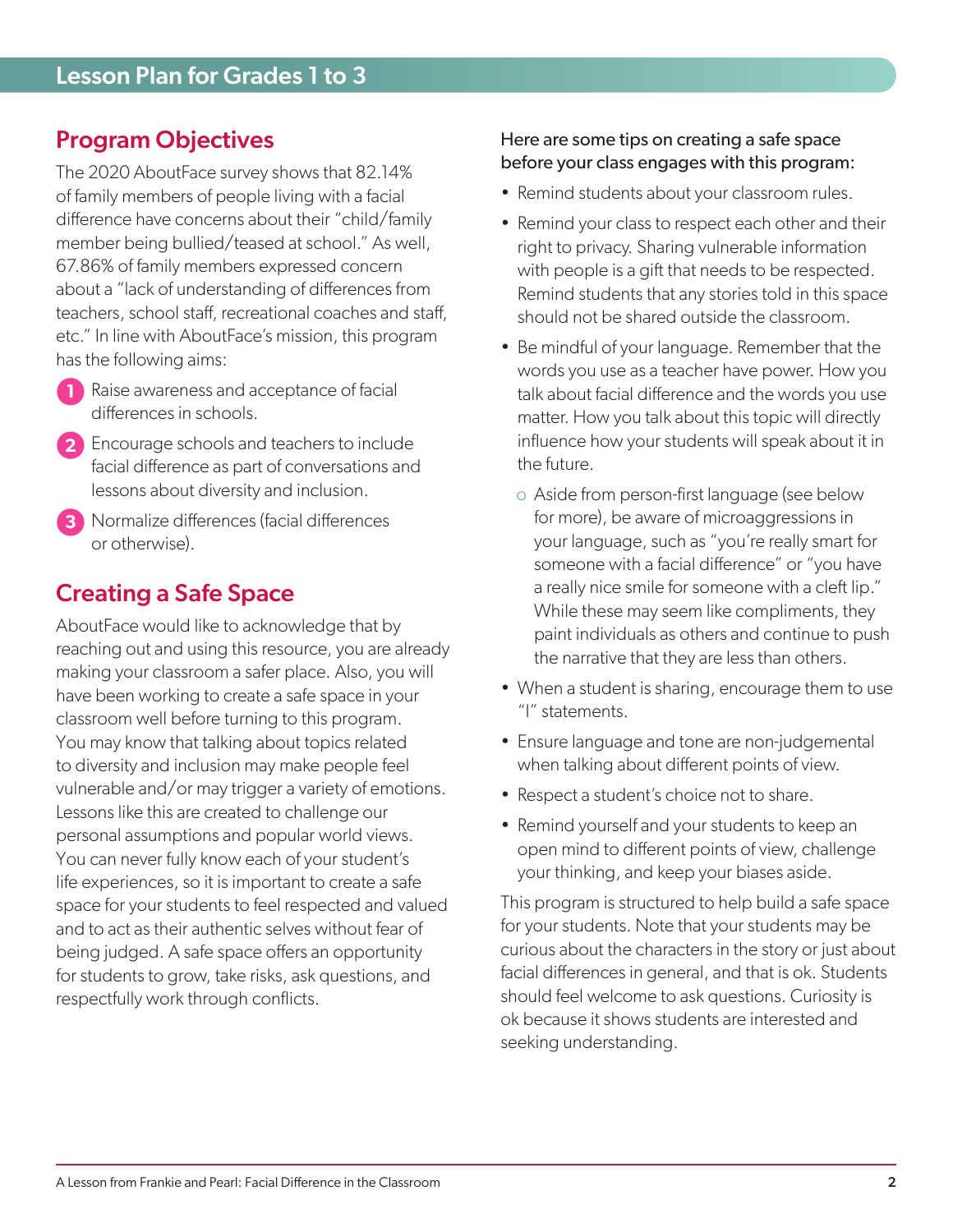# Lesson Plan for Grades 1 to 3

## Program Objectives

The 2020 AboutFace survey shows that 82.14% of family members of people living with a facial difference have concerns about their "child/family member being bullied/teased at school." As well, 67.86% of family members expressed concern about a "lack of understanding of differences from teachers, school staff, recreational coaches and staff, etc." In line with AboutFace's mission, this program has the following aims:

1. Raise awareness and acceptance of facial differences in schools.
2. Encourage schools and teachers to include facial difference as part of conversations and lessons about diversity and inclusion.
3. Normalize differences (facial differences or otherwise).

## Creating a Safe Space

AboutFace would like to acknowledge that by reaching out and using this resource, you are already making your classroom a safer place. Also, you will have been working to create a safe space in your classroom well before turning to this program. You may know that talking about topics related to diversity and inclusion may make people feel vulnerable and/or may trigger a variety of emotions. Lessons like this are created to challenge our personal assumptions and popular world views. You can never fully know each of your student's life experiences, so it is important to create a safe space for your students to feel respected and valued and to act as their authentic selves without fear of being judged. A safe space offers an opportunity for students to grow, take risks, ask questions, and respectfully work through conflicts.

Here are some tips on creating a safe space before your class engages with this program:

- Remind students about your classroom rules.
- Remind your class to respect each other and their right to privacy. Sharing vulnerable information with people is a gift that needs to be respected. Remind students that any stories told in this space should not be shared outside the classroom.
- Be mindful of your language. Remember that the words you use as a teacher have power. How you talk about facial difference and the words you use matter. How you talk about this topic will directly influence how your students will speak about it in the future.
  - Aside from person-first language (see below for more), be aware of microaggressions in your language, such as "you're really smart for someone with a facial difference" or "you have a really nice smile for someone with a cleft lip." While these may seem like compliments, they paint individuals as others and continue to push the narrative that they are less than others.
- When a student is sharing, encourage them to use "I" statements.
- Ensure language and tone are non-judgemental when talking about different points of view.
- Respect a student's choice not to share.
- Remind yourself and your students to keep an open mind to different points of view, challenge your thinking, and keep your biases aside.

This program is structured to help build a safe space for your students. Note that your students may be curious about the characters in the story or just about facial differences in general, and that is ok. Students should feel welcome to ask questions. Curiosity is ok because it shows students are interested and seeking understanding.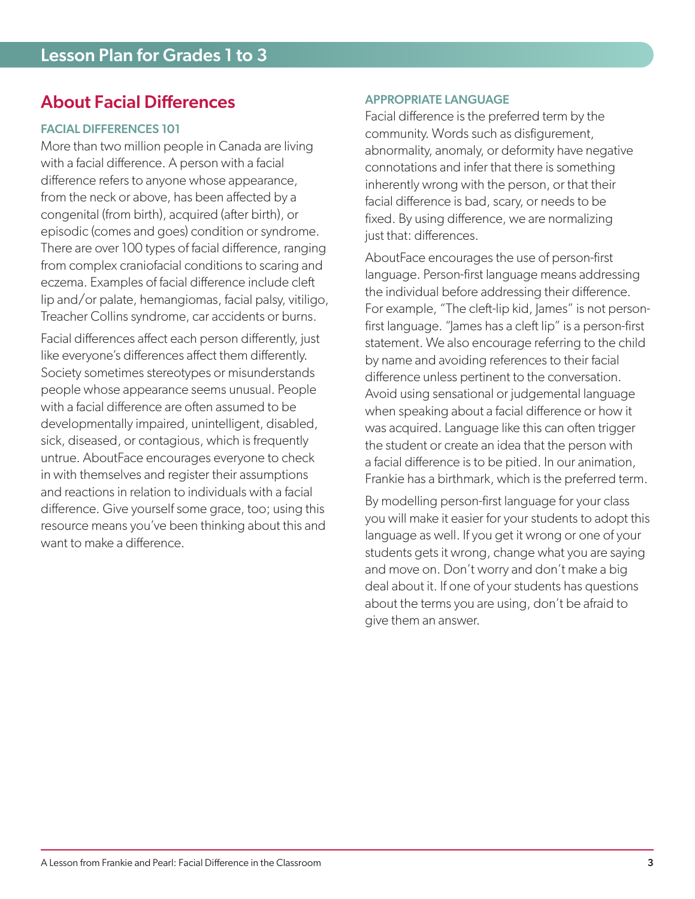## About Facial Differences

### FACIAL DIFFERENCES 101

More than two million people in Canada are living with a facial difference. A person with a facial difference refers to anyone whose appearance, from the neck or above, has been affected by a congenital (from birth), acquired (after birth), or episodic (comes and goes) condition or syndrome. There are over 100 types of facial difference, ranging from complex craniofacial conditions to scaring and eczema. Examples of facial difference include cleft lip and/or palate, hemangiomas, facial palsy, vitiligo, Treacher Collins syndrome, car accidents or burns.

Facial differences affect each person differently, just like everyone's differences affect them differently. Society sometimes stereotypes or misunderstands people whose appearance seems unusual. People with a facial difference are often assumed to be developmentally impaired, unintelligent, disabled, sick, diseased, or contagious, which is frequently untrue. AboutFace encourages everyone to check in with themselves and register their assumptions and reactions in relation to individuals with a facial difference. Give yourself some grace, too; using this resource means you've been thinking about this and want to make a difference.

### APPROPRIATE LANGUAGE

Facial difference is the preferred term by the community. Words such as disfigurement, abnormality, anomaly, or deformity have negative connotations and infer that there is something inherently wrong with the person, or that their facial difference is bad, scary, or needs to be fixed. By using difference, we are normalizing just that: differences.

AboutFace encourages the use of person-first language. Person-first language means addressing the individual before addressing their difference. For example, "The cleft-lip kid, James" is not person-first language. "James has a cleft lip" is a person-first statement. We also encourage referring to the child by name and avoiding references to their facial difference unless pertinent to the conversation. Avoid using sensational or judgemental language when speaking about a facial difference or how it was acquired. Language like this can often trigger the student or create an idea that the person with a facial difference is to be pitied. In our animation, Frankie has a birthmark, which is the preferred term.

By modelling person-first language for your class you will make it easier for your students to adopt this language as well. If you get it wrong or one of your students gets it wrong, change what you are saying and move on. Don't worry and don't make a big deal about it. If one of your students has questions about the terms you are using, don't be afraid to give them an answer.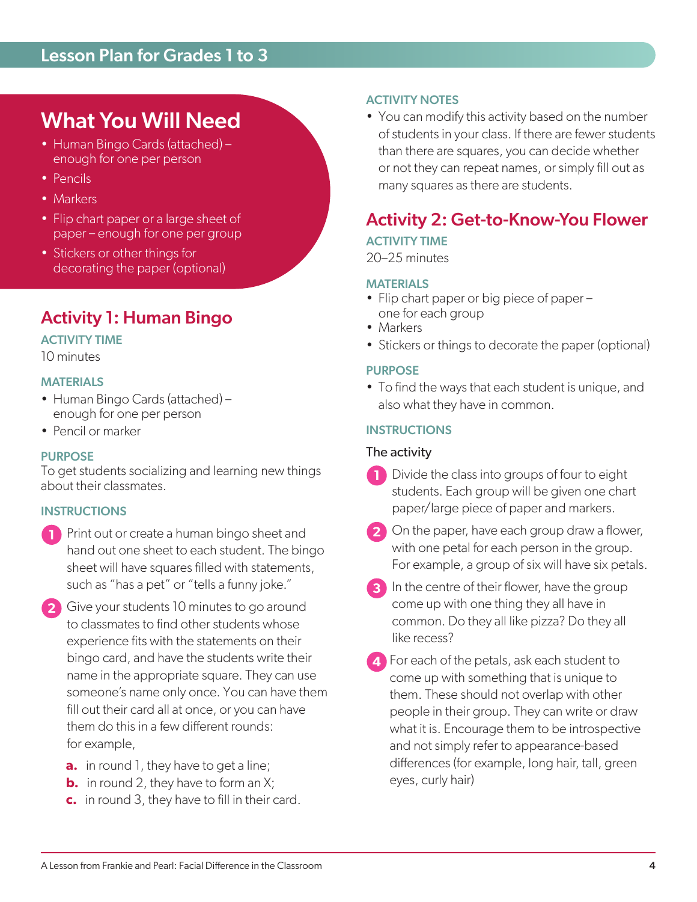## What You Will Need

- Human Bingo Cards (attached) – enough for one per person
- Pencils
- Markers
- Flip chart paper or a large sheet of paper – enough for one per group
- Stickers or other things for decorating the paper (optional)

## Activity 1: Human Bingo

### ACTIVITY TIME

10 minutes

### MATERIALS

- Human Bingo Cards (attached) – enough for one per person
- Pencil or marker

### PURPOSE

To get students socializing and learning new things about their classmates.

### INSTRUCTIONS

1. Print out or create a human bingo sheet and hand out one sheet to each student. The bingo sheet will have squares filled with statements, such as "has a pet" or "tells a funny joke."
2. Give your students 10 minutes to go around to classmates to find other students whose experience fits with the statements on their bingo card, and have the students write their name in the appropriate square. They can use someone's name only once. You can have them fill out their card all at once, or you can have them do this in a few different rounds: for example,
   a. in round 1, they have to get a line;
   b. in round 2, they have to form an X;
   c. in round 3, they have to fill in their card.

### ACTIVITY NOTES

- You can modify this activity based on the number of students in your class. If there are fewer students than there are squares, you can decide whether or not they can repeat names, or simply fill out as many squares as there are students.

## Activity 2: Get-to-Know-You Flower

### ACTIVITY TIME

20–25 minutes

### MATERIALS

- Flip chart paper or big piece of paper – one for each group
- Markers
- Stickers or things to decorate the paper (optional)

### PURPOSE

- To find the ways that each student is unique, and also what they have in common.

### INSTRUCTIONS

The activity

1. Divide the class into groups of four to eight students. Each group will be given one chart paper/large piece of paper and markers.
2. On the paper, have each group draw a flower, with one petal for each person in the group. For example, a group of six will have six petals.
3. In the centre of their flower, have the group come up with one thing they all have in common. Do they all like pizza? Do they all like recess?
4. For each of the petals, ask each student to come up with something that is unique to them. These should not overlap with other people in their group. They can write or draw what it is. Encourage them to be introspective and not simply refer to appearance-based differences (for example, long hair, tall, green eyes, curly hair)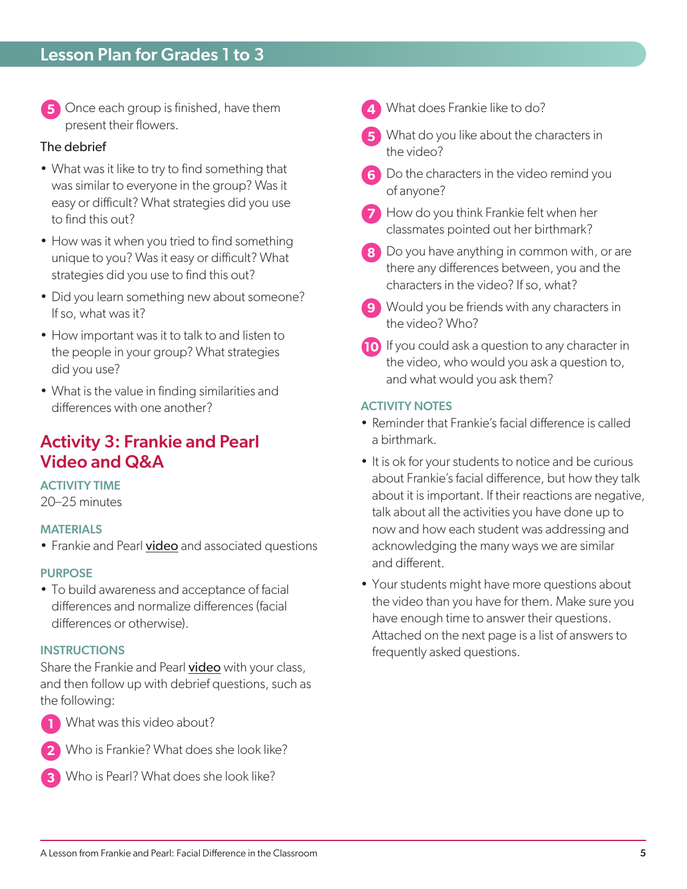5. Once each group is finished, have them present their flowers.

The debrief

- What was it like to try to find something that was similar to everyone in the group? Was it easy or difficult? What strategies did you use to find this out?
- How was it when you tried to find something unique to you? Was it easy or difficult? What strategies did you use to find this out?
- Did you learn something new about someone? If so, what was it?
- How important was it to talk to and listen to the people in your group? What strategies did you use?
- What is the value in finding similarities and differences with one another?

## Activity 3: Frankie and Pearl Video and Q&A

### ACTIVITY TIME

20–25 minutes

### MATERIALS

- Frankie and Pearl video and associated questions

### PURPOSE

- To build awareness and acceptance of facial differences and normalize differences (facial differences or otherwise).

### INSTRUCTIONS

Share the Frankie and Pearl video with your class, and then follow up with debrief questions, such as the following:

1. What was this video about?
2. Who is Frankie? What does she look like?
3. Who is Pearl? What does she look like?
4. What does Frankie like to do?
5. What do you like about the characters in the video?
6. Do the characters in the video remind you of anyone?
7. How do you think Frankie felt when her classmates pointed out her birthmark?
8. Do you have anything in common with, or are there any differences between, you and the characters in the video? If so, what?
9. Would you be friends with any characters in the video? Who?
10. If you could ask a question to any character in the video, who would you ask a question to, and what would you ask them?

### ACTIVITY NOTES

- Reminder that Frankie's facial difference is called a birthmark.
- It is ok for your students to notice and be curious about Frankie's facial difference, but how they talk about it is important. If their reactions are negative, talk about all the activities you have done up to now and how each student was addressing and acknowledging the many ways we are similar and different.
- Your students might have more questions about the video than you have for them. Make sure you have enough time to answer their questions. Attached on the next page is a list of answers to frequently asked questions.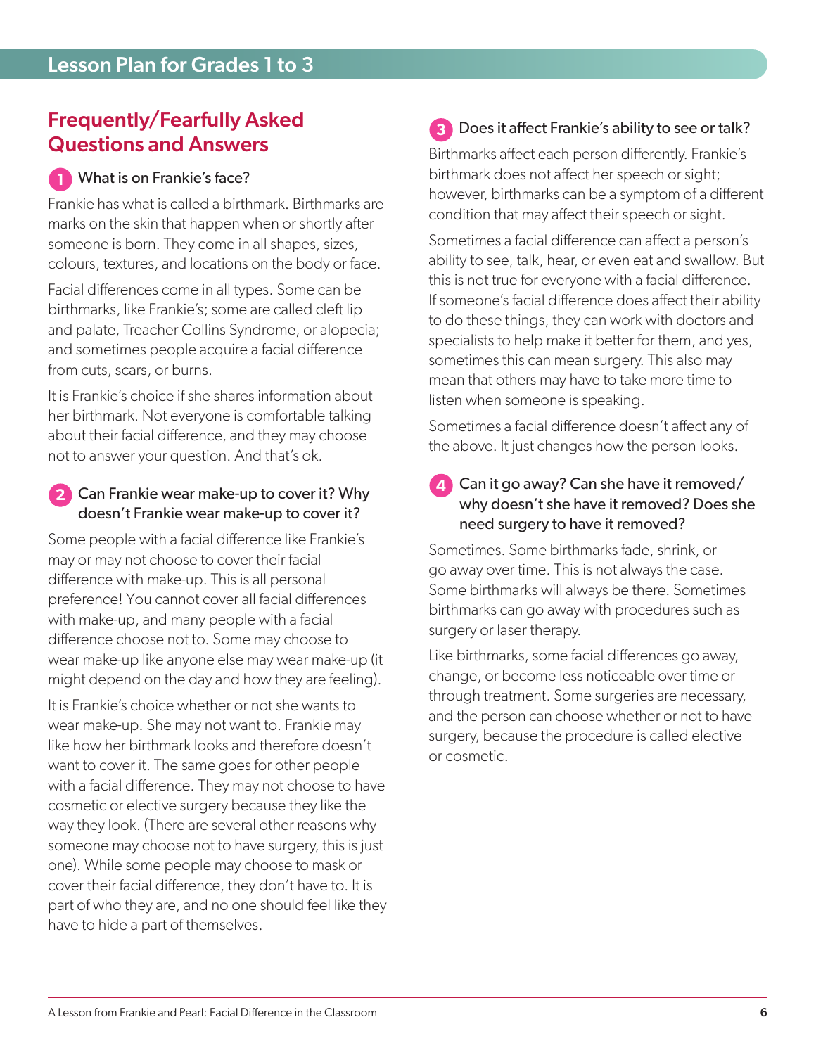## Lesson Plan for Grades 1 to 3

## Frequently/Fearfully Asked Questions and Answers

### 1 What is on Frankie's face?

Frankie has what is called a birthmark. Birthmarks are marks on the skin that happen when or shortly after someone is born. They come in all shapes, sizes, colours, textures, and locations on the body or face.

Facial differences come in all types. Some can be birthmarks, like Frankie's; some are called cleft lip and palate, Treacher Collins Syndrome, or alopecia; and sometimes people acquire a facial difference from cuts, scars, or burns.

It is Frankie's choice if she shares information about her birthmark. Not everyone is comfortable talking about their facial difference, and they may choose not to answer your question. And that's ok.

### 2 Can Frankie wear make-up to cover it? Why doesn't Frankie wear make-up to cover it?

Some people with a facial difference like Frankie's may or may not choose to cover their facial difference with make-up. This is all personal preference! You cannot cover all facial differences with make-up, and many people with a facial difference choose not to. Some may choose to wear make-up like anyone else may wear make-up (it might depend on the day and how they are feeling).

It is Frankie's choice whether or not she wants to wear make-up. She may not want to. Frankie may like how her birthmark looks and therefore doesn't want to cover it. The same goes for other people with a facial difference. They may not choose to have cosmetic or elective surgery because they like the way they look. (There are several other reasons why someone may choose not to have surgery, this is just one). While some people may choose to mask or cover their facial difference, they don't have to. It is part of who they are, and no one should feel like they have to hide a part of themselves.

### 3 Does it affect Frankie's ability to see or talk?

Birthmarks affect each person differently. Frankie's birthmark does not affect her speech or sight; however, birthmarks can be a symptom of a different condition that may affect their speech or sight.

Sometimes a facial difference can affect a person's ability to see, talk, hear, or even eat and swallow. But this is not true for everyone with a facial difference. If someone's facial difference does affect their ability to do these things, they can work with doctors and specialists to help make it better for them, and yes, sometimes this can mean surgery. This also may mean that others may have to take more time to listen when someone is speaking.

Sometimes a facial difference doesn't affect any of the above. It just changes how the person looks.

### 4 Can it go away? Can she have it removed/why doesn't she have it removed? Does she need surgery to have it removed?

Sometimes. Some birthmarks fade, shrink, or go away over time. This is not always the case. Some birthmarks will always be there. Sometimes birthmarks can go away with procedures such as surgery or laser therapy.

Like birthmarks, some facial differences go away, change, or become less noticeable over time or through treatment. Some surgeries are necessary, and the person can choose whether or not to have surgery, because the procedure is called elective or cosmetic.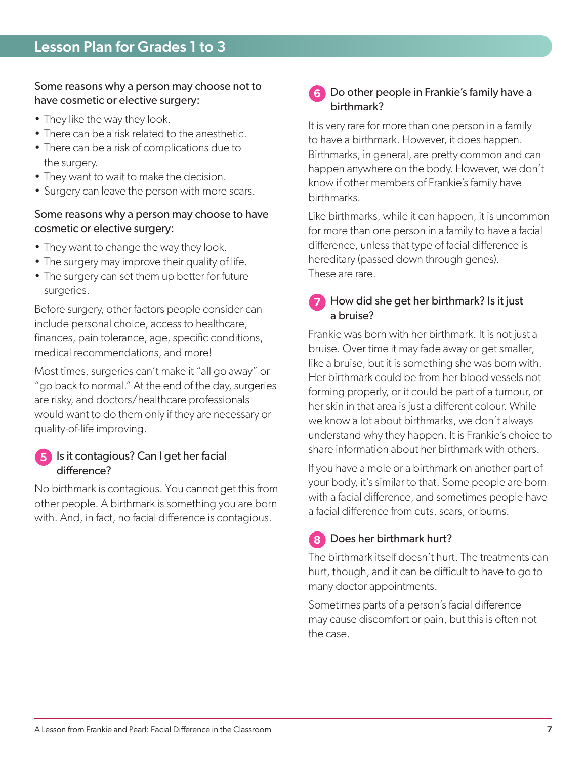Some reasons why a person may choose not to have cosmetic or elective surgery:

- They like the way they look.
- There can be a risk related to the anesthetic.
- There can be a risk of complications due to the surgery.
- They want to wait to make the decision.
- Surgery can leave the person with more scars.

Some reasons why a person may choose to have cosmetic or elective surgery:

- They want to change the way they look.
- The surgery may improve their quality of life.
- The surgery can set them up better for future surgeries.

Before surgery, other factors people consider can include personal choice, access to healthcare, finances, pain tolerance, age, specific conditions, medical recommendations, and more!

Most times, surgeries can't make it "all go away" or "go back to normal." At the end of the day, surgeries are risky, and doctors/healthcare professionals would want to do them only if they are necessary or quality-of-life improving.

### 5 Is it contagious? Can I get her facial difference?

No birthmark is contagious. You cannot get this from other people. A birthmark is something you are born with. And, in fact, no facial difference is contagious.

### 6 Do other people in Frankie's family have a birthmark?

It is very rare for more than one person in a family to have a birthmark. However, it does happen. Birthmarks, in general, are pretty common and can happen anywhere on the body. However, we don't know if other members of Frankie's family have birthmarks.

Like birthmarks, while it can happen, it is uncommon for more than one person in a family to have a facial difference, unless that type of facial difference is hereditary (passed down through genes). These are rare.

### 7 How did she get her birthmark? Is it just a bruise?

Frankie was born with her birthmark. It is not just a bruise. Over time it may fade away or get smaller, like a bruise, but it is something she was born with. Her birthmark could be from her blood vessels not forming properly, or it could be part of a tumour, or her skin in that area is just a different colour. While we know a lot about birthmarks, we don't always understand why they happen. It is Frankie's choice to share information about her birthmark with others.

If you have a mole or a birthmark on another part of your body, it's similar to that. Some people are born with a facial difference, and sometimes people have a facial difference from cuts, scars, or burns.

### 8 Does her birthmark hurt?

The birthmark itself doesn't hurt. The treatments can hurt, though, and it can be difficult to have to go to many doctor appointments.

Sometimes parts of a person's facial difference may cause discomfort or pain, but this is often not the case.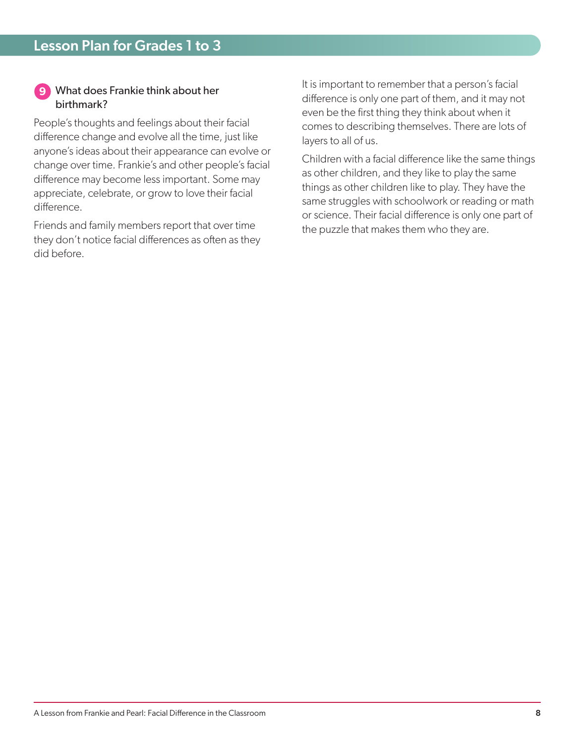### 9 What does Frankie think about her birthmark?

People's thoughts and feelings about their facial difference change and evolve all the time, just like anyone's ideas about their appearance can evolve or change over time. Frankie's and other people's facial difference may become less important. Some may appreciate, celebrate, or grow to love their facial difference.

Friends and family members report that over time they don't notice facial differences as often as they did before.

It is important to remember that a person's facial difference is only one part of them, and it may not even be the first thing they think about when it comes to describing themselves. There are lots of layers to all of us.

Children with a facial difference like the same things as other children, and they like to play the same things as other children like to play. They have the same struggles with schoolwork or reading or math or science. Their facial difference is only one part of the puzzle that makes them who they are.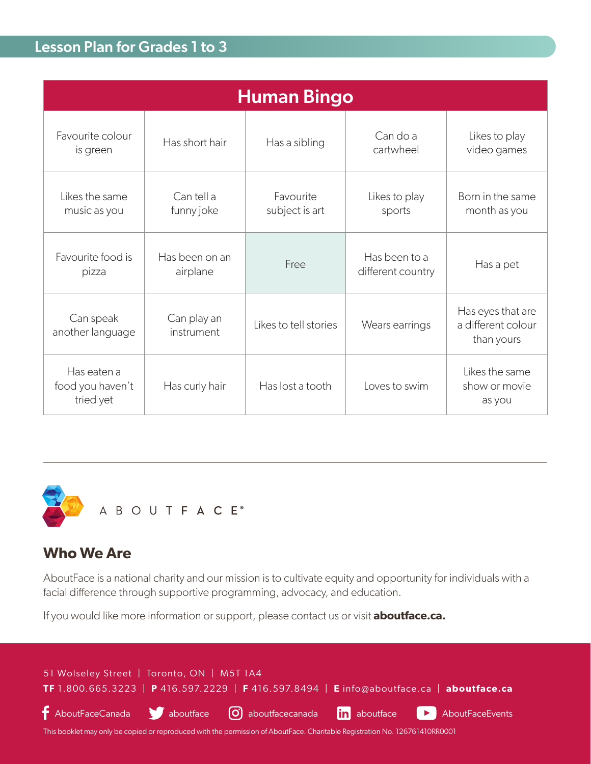## Human Bingo

| | | | | |
|---|---|---|---|---|
| Favourite colour is green | Has short hair | Has a sibling | Can do a cartwheel | Likes to play video games |
| Likes the same music as you | Can tell a funny joke | Favourite subject is art | Likes to play sports | Born in the same month as you |
| Favourite food is pizza | Has been on an airplane | Free | Has been to a different country | Has a pet |
| Can speak another language | Can play an instrument | Likes to tell stories | Wears earrings | Has eyes that are a different colour than yours |
| Has eaten a food you haven't tried yet | Has curly hair | Has lost a tooth | Loves to swim | Likes the same show or movie as you |

---

ABOUTFACE®

## Who We Are

AboutFace is a national charity and our mission is to cultivate equity and opportunity for individuals with a facial difference through supportive programming, advocacy, and education.

If you would like more information or support, please contact us or visit **aboutface.ca.**

51 Wolseley Street | Toronto, ON | M5T 1A4

**TF** 1.800.665.3223 | **P** 416.597.2229 | **F** 416.597.8494 | **E** info@aboutface.ca | **aboutface.ca**

AboutFaceCanada aboutface aboutfacecanada aboutface AboutFaceEvents

This booklet may only be copied or reproduced with the permission of AboutFace. Charitable Registration No. 126761410RR0001